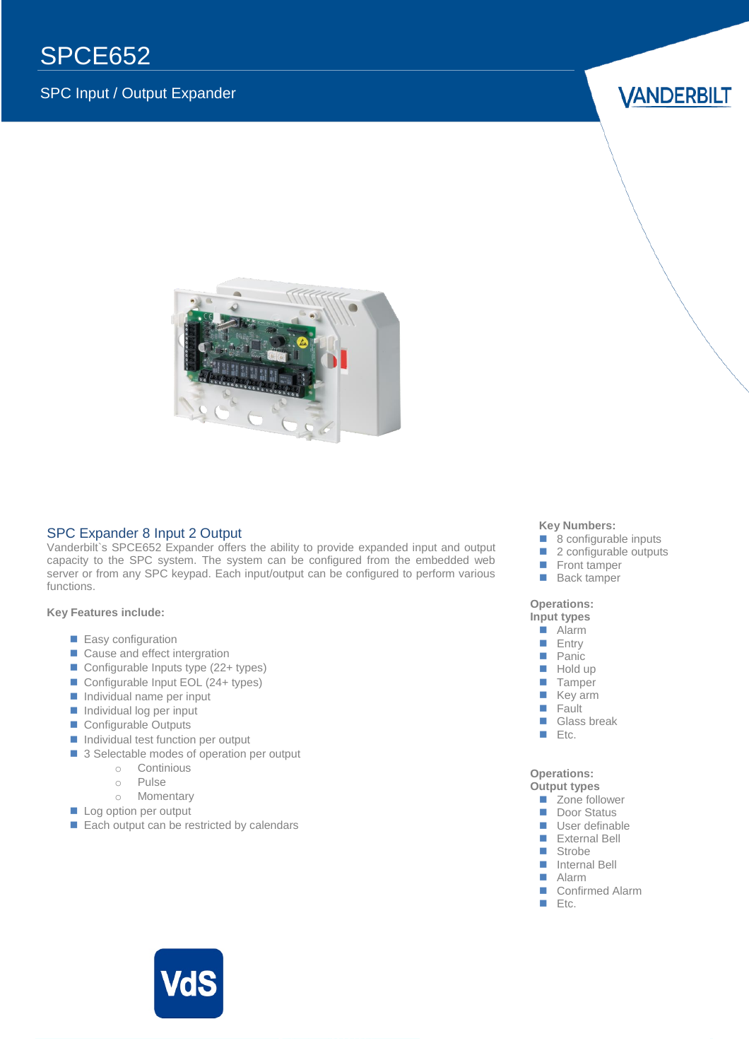# SPCE652

SPC Input / Output Expander

VANDERBILT

## SPC Expander 8 Input 2 Output

Vanderbilt`s SPCE652 Expander offers the ability to provide expanded input and output capacity to the SPC system. The system can be configured from the embedded web server or from any SPC keypad. Each input/output can be configured to perform various functions.

**Key Features include:**

- Easy configuration
- Cause and effect intergration
- Configurable Inputs type (22+ types)
- Configurable Input EOL (24+ types)
- Individual name per input
- Individual log per input
- Configurable Outputs
- Individual test function per output
- 3 Selectable modes of operation per output
  - Continious
  - Pulse
  - Momentary
- Log option per output
- Each output can be restricted by calendars

**Key Numbers:**

- 8 configurable inputs
- 2 configurable outputs
- Front tamper
- Back tamper

**Operations:**
**Input types**

- Alarm
- Entry
- Panic
- Hold up
- Tamper
- Key arm
- Fault
- Glass break
- Etc.

**Operations:**
**Output types**

- Zone follower
- Door Status
- User definable
- External Bell
- Strobe
- Internal Bell
- Alarm
- Confirmed Alarm
- Etc.

VdS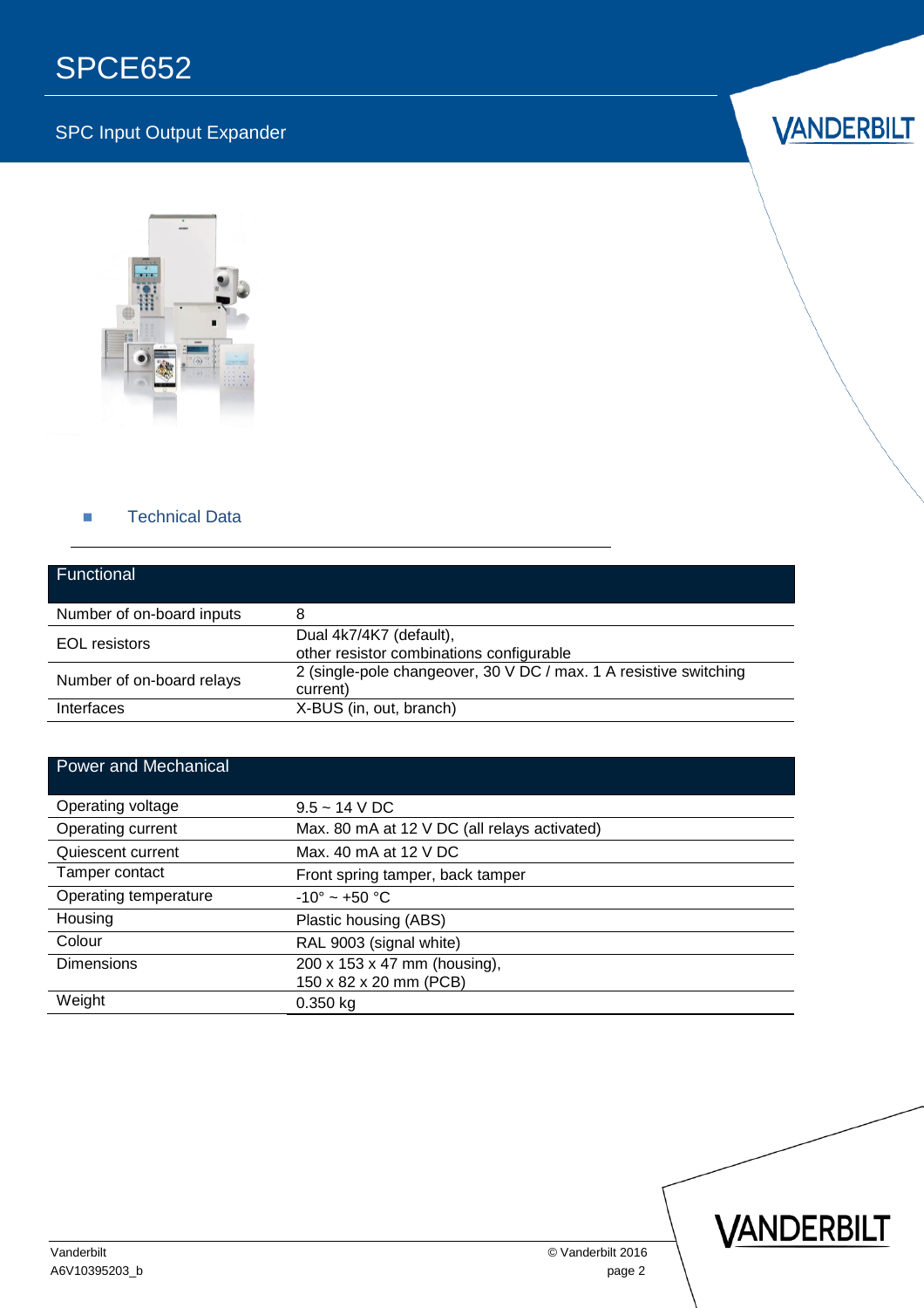# SPCE652

SPC Input Output Expander

## Technical Data

| Functional | |
|---|---|
| Number of on-board inputs | 8 |
| EOL resistors | Dual 4k7/4K7 (default),<br>other resistor combinations configurable |
| Number of on-board relays | 2 (single-pole changeover, 30 V DC / max. 1 A resistive switching current) |
| Interfaces | X-BUS (in, out, branch) |

| Power and Mechanical | |
|---|---|
| Operating voltage | 9.5 ~ 14 V DC |
| Operating current | Max. 80 mA at 12 V DC (all relays activated) |
| Quiescent current | Max. 40 mA at 12 V DC |
| Tamper contact | Front spring tamper, back tamper |
| Operating temperature | -10° ~ +50 °C |
| Housing | Plastic housing (ABS) |
| Colour | RAL 9003 (signal white) |
| Dimensions | 200 x 153 x 47 mm (housing),<br>150 x 82 x 20 mm (PCB) |
| Weight | 0.350 kg |

Vanderbilt
A6V10395203_b

© Vanderbilt 2016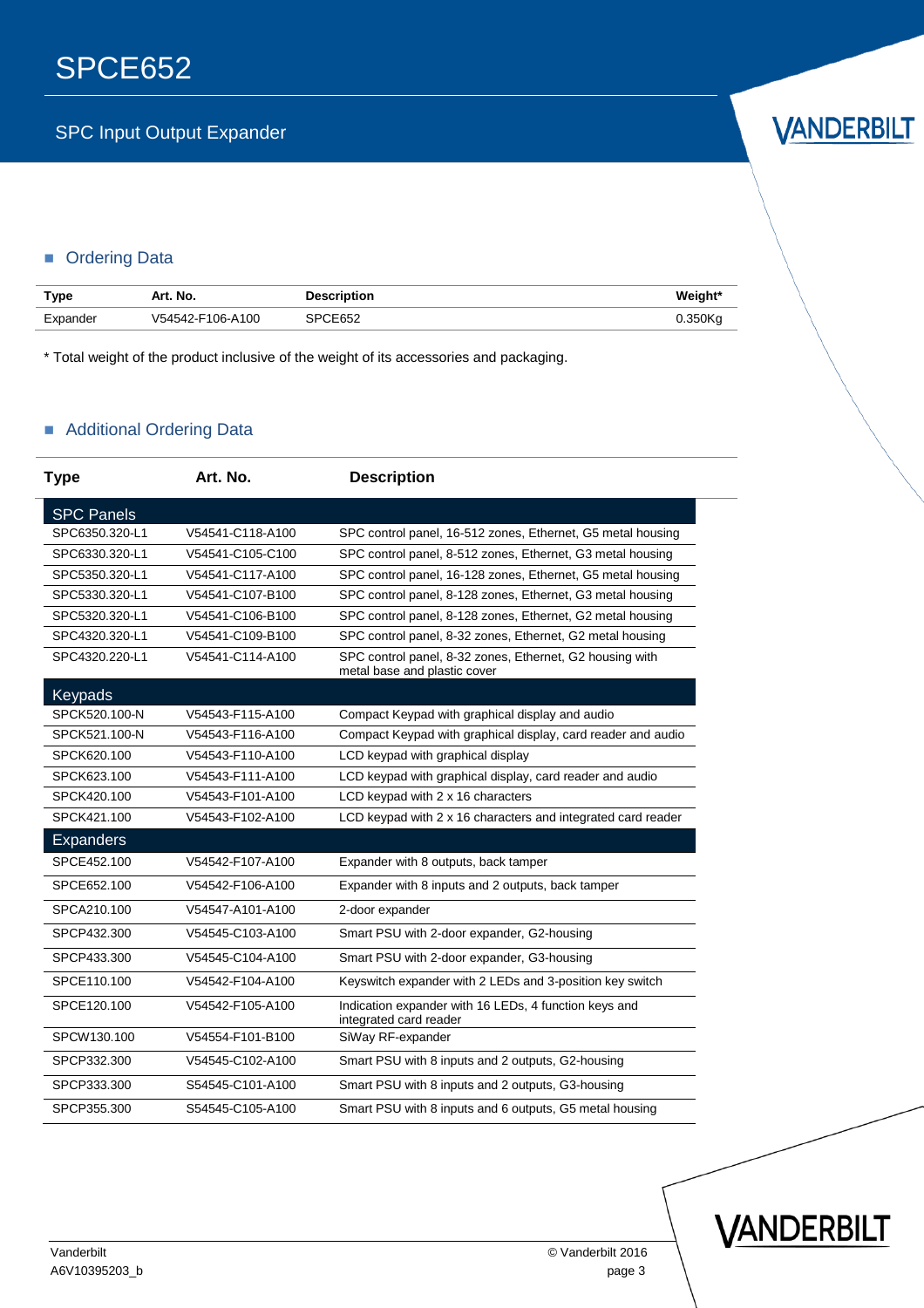## Ordering Data

| Type | Art. No. | Description | Weight* |
|---|---|---|---|
| Expander | V54542-F106-A100 | SPCE652 | 0.350Kg |

* Total weight of the product inclusive of the weight of its accessories and packaging.

## Additional Ordering Data

| Type | Art. No. | Description |
|---|---|---|
| **SPC Panels** | | |
| SPC6350.320-L1 | V54541-C118-A100 | SPC control panel, 16-512 zones, Ethernet, G5 metal housing |
| SPC6330.320-L1 | V54541-C105-C100 | SPC control panel, 8-512 zones, Ethernet, G3 metal housing |
| SPC5350.320-L1 | V54541-C117-A100 | SPC control panel, 16-128 zones, Ethernet, G5 metal housing |
| SPC5330.320-L1 | V54541-C107-B100 | SPC control panel, 8-128 zones, Ethernet, G3 metal housing |
| SPC5320.320-L1 | V54541-C106-B100 | SPC control panel, 8-128 zones, Ethernet, G2 metal housing |
| SPC4320.320-L1 | V54541-C109-B100 | SPC control panel, 8-32 zones, Ethernet, G2 metal housing |
| SPC4320.220-L1 | V54541-C114-A100 | SPC control panel, 8-32 zones, Ethernet, G2 housing with metal base and plastic cover |
| **Keypads** | | |
| SPCK520.100-N | V54543-F115-A100 | Compact Keypad with graphical display and audio |
| SPCK521.100-N | V54543-F116-A100 | Compact Keypad with graphical display, card reader and audio |
| SPCK620.100 | V54543-F110-A100 | LCD keypad with graphical display |
| SPCK623.100 | V54543-F111-A100 | LCD keypad with graphical display, card reader and audio |
| SPCK420.100 | V54543-F101-A100 | LCD keypad with 2 x 16 characters |
| SPCK421.100 | V54543-F102-A100 | LCD keypad with 2 x 16 characters and integrated card reader |
| **Expanders** | | |
| SPCE452.100 | V54542-F107-A100 | Expander with 8 outputs, back tamper |
| SPCE652.100 | V54542-F106-A100 | Expander with 8 inputs and 2 outputs, back tamper |
| SPCA210.100 | V54547-A101-A100 | 2-door expander |
| SPCP432.300 | V54545-C103-A100 | Smart PSU with 2-door expander, G2-housing |
| SPCP433.300 | V54545-C104-A100 | Smart PSU with 2-door expander, G3-housing |
| SPCE110.100 | V54542-F104-A100 | Keyswitch expander with 2 LEDs and 3-position key switch |
| SPCE120.100 | V54542-F105-A100 | Indication expander with 16 LEDs, 4 function keys and integrated card reader |
| SPCW130.100 | V54554-F101-B100 | SiWay RF-expander |
| SPCP332.300 | V54545-C102-A100 | Smart PSU with 8 inputs and 2 outputs, G2-housing |
| SPCP333.300 | S54545-C101-A100 | Smart PSU with 8 inputs and 2 outputs, G3-housing |
| SPCP355.300 | S54545-C105-A100 | Smart PSU with 8 inputs and 6 outputs, G5 metal housing |

Vanderbilt
A6V10395203_b

© Vanderbilt 2016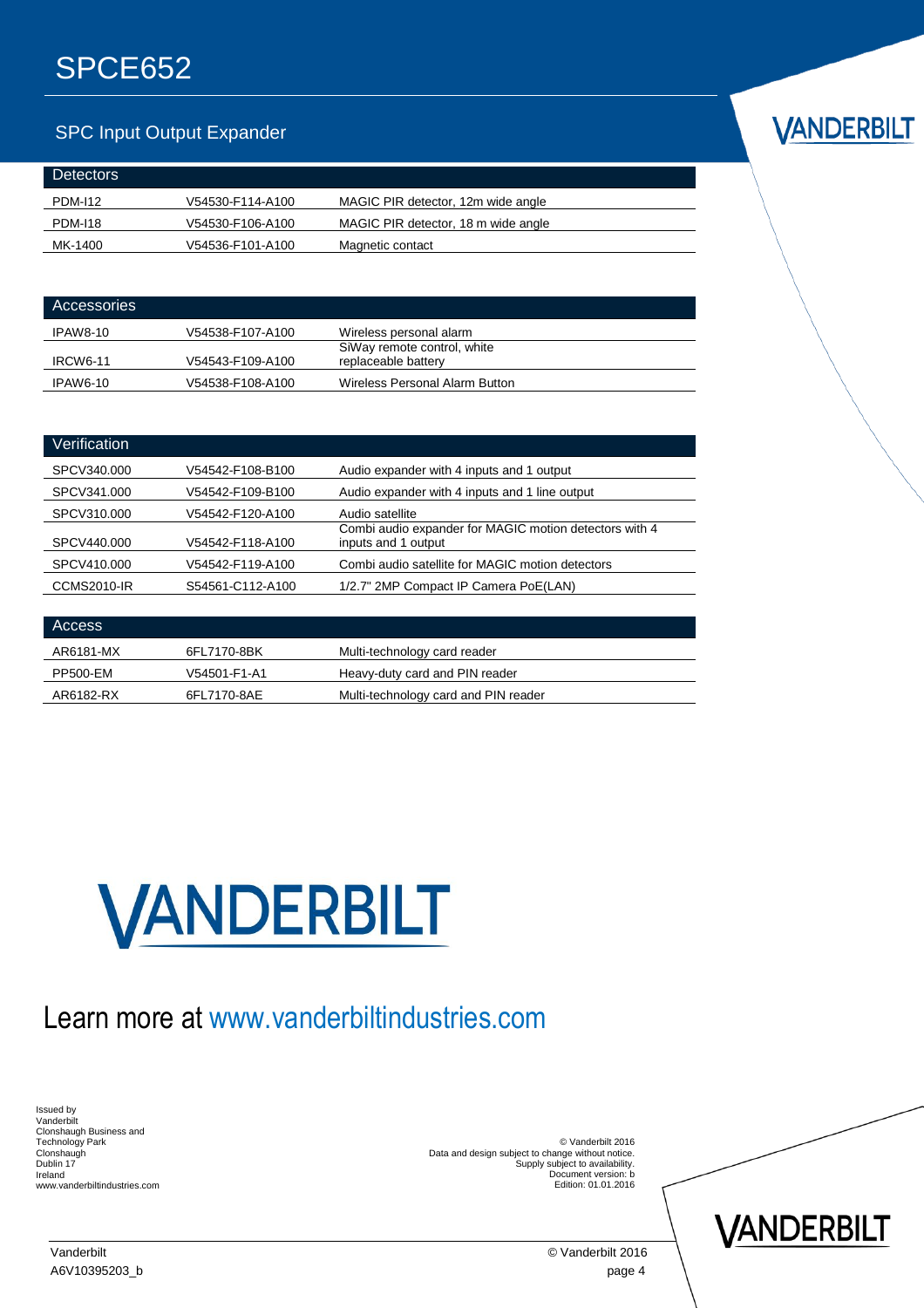# SPCE652

## SPC Input Output Expander

| Detectors | | |
|---|---|---|
| PDM-I12 | V54530-F114-A100 | MAGIC PIR detector, 12m wide angle |
| PDM-I18 | V54530-F106-A100 | MAGIC PIR detector, 18 m wide angle |
| MK-1400 | V54536-F101-A100 | Magnetic contact |

| Accessories | | |
|---|---|---|
| IPAW8-10 | V54538-F107-A100 | Wireless personal alarm |
| IRCW6-11 | V54543-F109-A100 | SiWay remote control, white replaceable battery |
| IPAW6-10 | V54538-F108-A100 | Wireless Personal Alarm Button |

| Verification | | |
|---|---|---|
| SPCV340.000 | V54542-F108-B100 | Audio expander with 4 inputs and 1 output |
| SPCV341.000 | V54542-F109-B100 | Audio expander with 4 inputs and 1 line output |
| SPCV310.000 | V54542-F120-A100 | Audio satellite |
| SPCV440.000 | V54542-F118-A100 | Combi audio expander for MAGIC motion detectors with 4 inputs and 1 output |
| SPCV410.000 | V54542-F119-A100 | Combi audio satellite for MAGIC motion detectors |
| CCMS2010-IR | S54561-C112-A100 | 1/2.7" 2MP Compact IP Camera PoE(LAN) |

| Access | | |
|---|---|---|
| AR6181-MX | 6FL7170-8BK | Multi-technology card reader |
| PP500-EM | V54501-F1-A1 | Heavy-duty card and PIN reader |
| AR6182-RX | 6FL7170-8AE | Multi-technology card and PIN reader |

VANDERBILT

Learn more at www.vanderbiltindustries.com

Issued by
Vanderbilt
Clonshaugh Business and Technology Park
Clonshaugh
Dublin 17
Ireland
www.vanderbiltindustries.com

© Vanderbilt 2016
Data and design subject to change without notice.
Supply subject to availability.
Document version: b
Edition: 01.01.2016